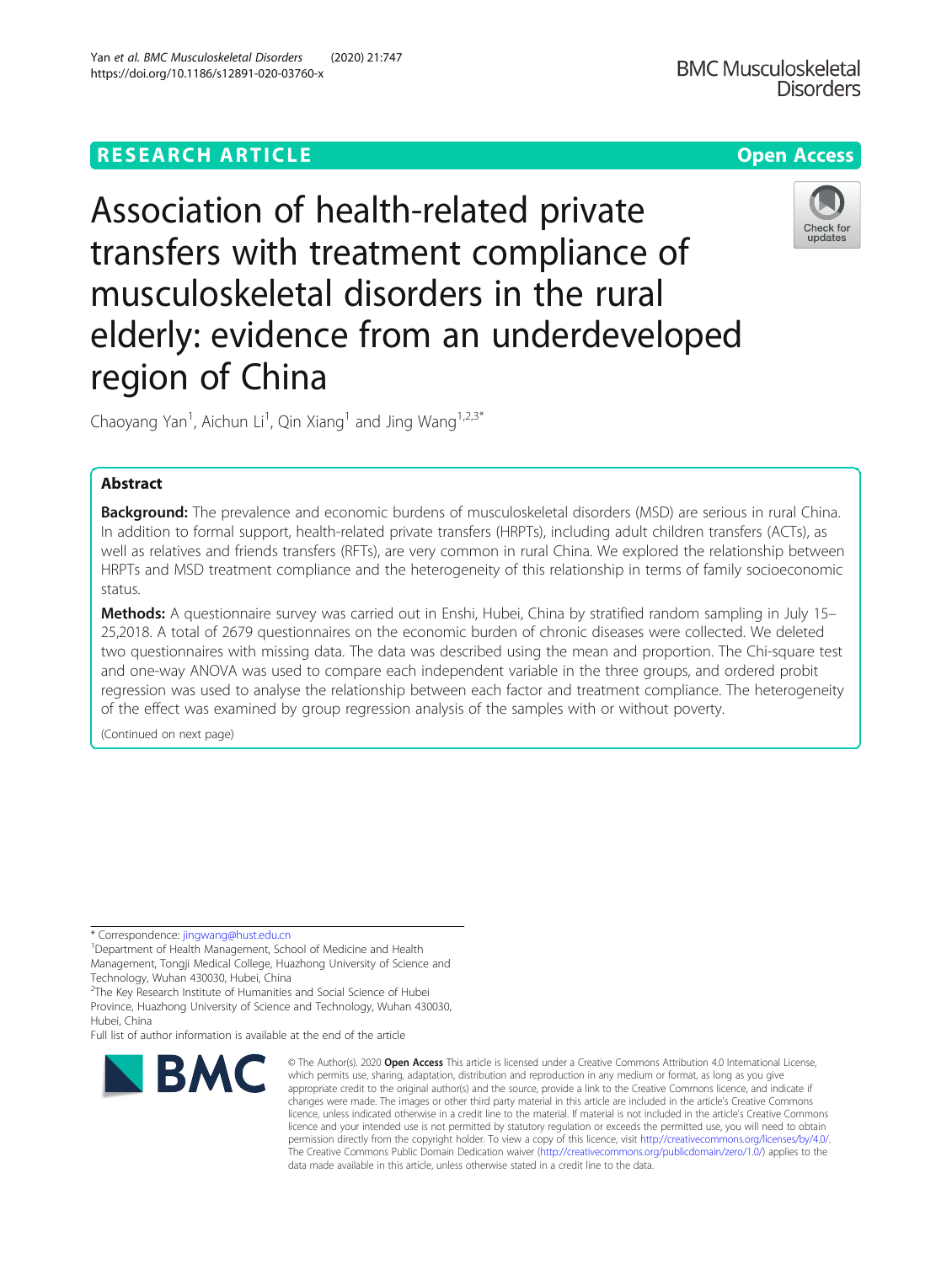RESEARCH ARTICLE

Open Access

# Association of health-related private transfers with treatment compliance of musculoskeletal disorders in the rural elderly: evidence from an underdeveloped region of China

Chaoyang Yan[1], Aichun Li[1], Qin Xiang[1] and Jing Wang[1,2,3*]

## Abstract

**Background:** The prevalence and economic burdens of musculoskeletal disorders (MSD) are serious in rural China. In addition to formal support, health-related private transfers (HRPTs), including adult children transfers (ACTs), as well as relatives and friends transfers (RFTs), are very common in rural China. We explored the relationship between HRPTs and MSD treatment compliance and the heterogeneity of this relationship in terms of family socioeconomic status.

**Methods:** A questionnaire survey was carried out in Enshi, Hubei, China by stratified random sampling in July 15–25,2018. A total of 2679 questionnaires on the economic burden of chronic diseases were collected. We deleted two questionnaires with missing data. The data was described using the mean and proportion. The Chi-square test and one-way ANOVA was used to compare each independent variable in the three groups, and ordered probit regression was used to analyse the relationship between each factor and treatment compliance. The heterogeneity of the effect was examined by group regression analysis of the samples with or without poverty.

(Continued on next page)

\* Correspondence: jingwang@hust.edu.cn

[1]Department of Health Management, School of Medicine and Health Management, Tongji Medical College, Huazhong University of Science and Technology, Wuhan 430030, Hubei, China

[2]The Key Research Institute of Humanities and Social Science of Hubei Province, Huazhong University of Science and Technology, Wuhan 430030, Hubei, China

Full list of author information is available at the end of the article

© The Author(s). 2020 **Open Access** This article is licensed under a Creative Commons Attribution 4.0 International License, which permits use, sharing, adaptation, distribution and reproduction in any medium or format, as long as you give appropriate credit to the original author(s) and the source, provide a link to the Creative Commons licence, and indicate if changes were made. The images or other third party material in this article are included in the article's Creative Commons licence, unless indicated otherwise in a credit line to the material. If material is not included in the article's Creative Commons licence and your intended use is not permitted by statutory regulation or exceeds the permitted use, you will need to obtain permission directly from the copyright holder. To view a copy of this licence, visit http://creativecommons.org/licenses/by/4.0/. The Creative Commons Public Domain Dedication waiver (http://creativecommons.org/publicdomain/zero/1.0/) applies to the data made available in this article, unless otherwise stated in a credit line to the data.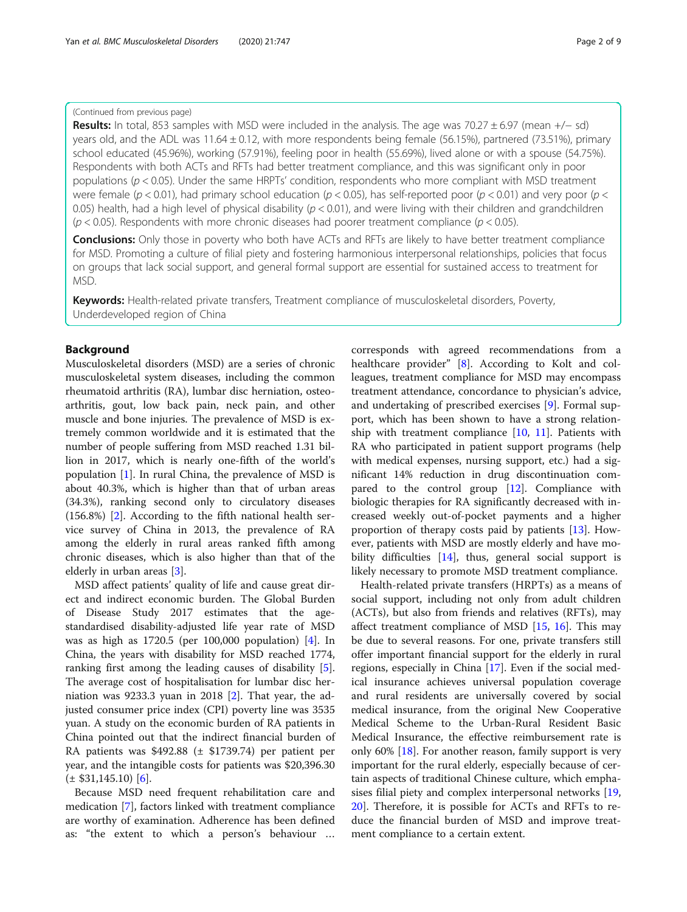(Continued from previous page)

**Results:** In total, 853 samples with MSD were included in the analysis. The age was 70.27 ± 6.97 (mean +/− sd) years old, and the ADL was 11.64 ± 0.12, with more respondents being female (56.15%), partnered (73.51%), primary school educated (45.96%), working (57.91%), feeling poor in health (55.69%), lived alone or with a spouse (54.75%). Respondents with both ACTs and RFTs had better treatment compliance, and this was significant only in poor populations ($p < 0.05$). Under the same HRPTs' condition, respondents who more compliant with MSD treatment were female ($p < 0.01$), had primary school education ($p < 0.05$), has self-reported poor ($p < 0.01$) and very poor ($p < 0.05$) health, had a high level of physical disability ($p < 0.01$), and were living with their children and grandchildren ($p < 0.05$). Respondents with more chronic diseases had poorer treatment compliance ($p < 0.05$).

**Conclusions:** Only those in poverty who both have ACTs and RFTs are likely to have better treatment compliance for MSD. Promoting a culture of filial piety and fostering harmonious interpersonal relationships, policies that focus on groups that lack social support, and general formal support are essential for sustained access to treatment for MSD.

**Keywords:** Health-related private transfers, Treatment compliance of musculoskeletal disorders, Poverty, Underdeveloped region of China

## Background

Musculoskeletal disorders (MSD) are a series of chronic musculoskeletal system diseases, including the common rheumatoid arthritis (RA), lumbar disc herniation, osteoarthritis, gout, low back pain, neck pain, and other muscle and bone injuries. The prevalence of MSD is extremely common worldwide and it is estimated that the number of people suffering from MSD reached 1.31 billion in 2017, which is nearly one-fifth of the world's population [1]. In rural China, the prevalence of MSD is about 40.3%, which is higher than that of urban areas (34.3%), ranking second only to circulatory diseases (156.8%) [2]. According to the fifth national health service survey of China in 2013, the prevalence of RA among the elderly in rural areas ranked fifth among chronic diseases, which is also higher than that of the elderly in urban areas [3].

MSD affect patients' quality of life and cause great direct and indirect economic burden. The Global Burden of Disease Study 2017 estimates that the age-standardised disability-adjusted life year rate of MSD was as high as 1720.5 (per 100,000 population) [4]. In China, the years with disability for MSD reached 1774, ranking first among the leading causes of disability [5]. The average cost of hospitalisation for lumbar disc herniation was 9233.3 yuan in 2018 [2]. That year, the adjusted consumer price index (CPI) poverty line was 3535 yuan. A study on the economic burden of RA patients in China pointed out that the indirect financial burden of RA patients was $492.88 (± $1739.74) per patient per year, and the intangible costs for patients was $20,396.30 (± $31,145.10) [6].

Because MSD need frequent rehabilitation care and medication [7], factors linked with treatment compliance are worthy of examination. Adherence has been defined as: "the extent to which a person's behaviour … corresponds with agreed recommendations from a healthcare provider" [8]. According to Kolt and colleagues, treatment compliance for MSD may encompass treatment attendance, concordance to physician's advice, and undertaking of prescribed exercises [9]. Formal support, which has been shown to have a strong relationship with treatment compliance [10, 11]. Patients with RA who participated in patient support programs (help with medical expenses, nursing support, etc.) had a significant 14% reduction in drug discontinuation compared to the control group [12]. Compliance with biologic therapies for RA significantly decreased with increased weekly out-of-pocket payments and a higher proportion of therapy costs paid by patients [13]. However, patients with MSD are mostly elderly and have mobility difficulties [14], thus, general social support is likely necessary to promote MSD treatment compliance.

Health-related private transfers (HRPTs) as a means of social support, including not only from adult children (ACTs), but also from friends and relatives (RFTs), may affect treatment compliance of MSD [15, 16]. This may be due to several reasons. For one, private transfers still offer important financial support for the elderly in rural regions, especially in China [17]. Even if the social medical insurance achieves universal population coverage and rural residents are universally covered by social medical insurance, from the original New Cooperative Medical Scheme to the Urban-Rural Resident Basic Medical Insurance, the effective reimbursement rate is only 60% [18]. For another reason, family support is very important for the rural elderly, especially because of certain aspects of traditional Chinese culture, which emphasises filial piety and complex interpersonal networks [19, 20]. Therefore, it is possible for ACTs and RFTs to reduce the financial burden of MSD and improve treatment compliance to a certain extent.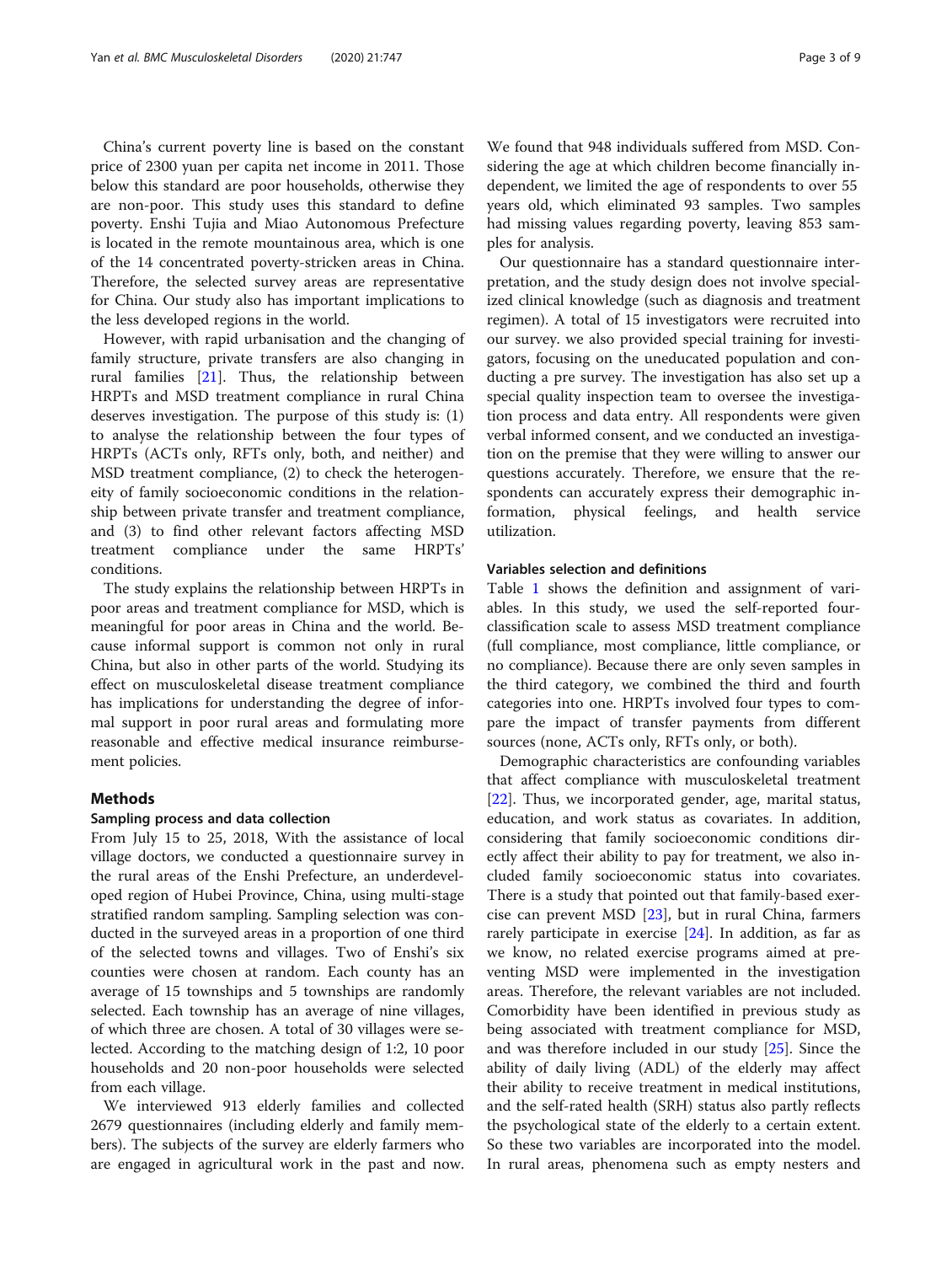China's current poverty line is based on the constant price of 2300 yuan per capita net income in 2011. Those below this standard are poor households, otherwise they are non-poor. This study uses this standard to define poverty. Enshi Tujia and Miao Autonomous Prefecture is located in the remote mountainous area, which is one of the 14 concentrated poverty-stricken areas in China. Therefore, the selected survey areas are representative for China. Our study also has important implications to the less developed regions in the world.

However, with rapid urbanisation and the changing of family structure, private transfers are also changing in rural families [21]. Thus, the relationship between HRPTs and MSD treatment compliance in rural China deserves investigation. The purpose of this study is: (1) to analyse the relationship between the four types of HRPTs (ACTs only, RFTs only, both, and neither) and MSD treatment compliance, (2) to check the heterogeneity of family socioeconomic conditions in the relationship between private transfer and treatment compliance, and (3) to find other relevant factors affecting MSD treatment compliance under the same HRPTs' conditions.

The study explains the relationship between HRPTs in poor areas and treatment compliance for MSD, which is meaningful for poor areas in China and the world. Because informal support is common not only in rural China, but also in other parts of the world. Studying its effect on musculoskeletal disease treatment compliance has implications for understanding the degree of informal support in poor rural areas and formulating more reasonable and effective medical insurance reimbursement policies.

## Methods

### Sampling process and data collection

From July 15 to 25, 2018, With the assistance of local village doctors, we conducted a questionnaire survey in the rural areas of the Enshi Prefecture, an underdeveloped region of Hubei Province, China, using multi-stage stratified random sampling. Sampling selection was conducted in the surveyed areas in a proportion of one third of the selected towns and villages. Two of Enshi's six counties were chosen at random. Each county has an average of 15 townships and 5 townships are randomly selected. Each township has an average of nine villages, of which three are chosen. A total of 30 villages were selected. According to the matching design of 1:2, 10 poor households and 20 non-poor households were selected from each village.

We interviewed 913 elderly families and collected 2679 questionnaires (including elderly and family members). The subjects of the survey are elderly farmers who are engaged in agricultural work in the past and now. We found that 948 individuals suffered from MSD. Considering the age at which children become financially independent, we limited the age of respondents to over 55 years old, which eliminated 93 samples. Two samples had missing values regarding poverty, leaving 853 samples for analysis.

Our questionnaire has a standard questionnaire interpretation, and the study design does not involve specialized clinical knowledge (such as diagnosis and treatment regimen). A total of 15 investigators were recruited into our survey. we also provided special training for investigators, focusing on the uneducated population and conducting a pre survey. The investigation has also set up a special quality inspection team to oversee the investigation process and data entry. All respondents were given verbal informed consent, and we conducted an investigation on the premise that they were willing to answer our questions accurately. Therefore, we ensure that the respondents can accurately express their demographic information, physical feelings, and health service utilization.

### Variables selection and definitions

Table 1 shows the definition and assignment of variables. In this study, we used the self-reported four-classification scale to assess MSD treatment compliance (full compliance, most compliance, little compliance, or no compliance). Because there are only seven samples in the third category, we combined the third and fourth categories into one. HRPTs involved four types to compare the impact of transfer payments from different sources (none, ACTs only, RFTs only, or both).

Demographic characteristics are confounding variables that affect compliance with musculoskeletal treatment [22]. Thus, we incorporated gender, age, marital status, education, and work status as covariates. In addition, considering that family socioeconomic conditions directly affect their ability to pay for treatment, we also included family socioeconomic status into covariates. There is a study that pointed out that family-based exercise can prevent MSD [23], but in rural China, farmers rarely participate in exercise [24]. In addition, as far as we know, no related exercise programs aimed at preventing MSD were implemented in the investigation areas. Therefore, the relevant variables are not included. Comorbidity have been identified in previous study as being associated with treatment compliance for MSD, and was therefore included in our study [25]. Since the ability of daily living (ADL) of the elderly may affect their ability to receive treatment in medical institutions, and the self-rated health (SRH) status also partly reflects the psychological state of the elderly to a certain extent. So these two variables are incorporated into the model. In rural areas, phenomena such as empty nesters and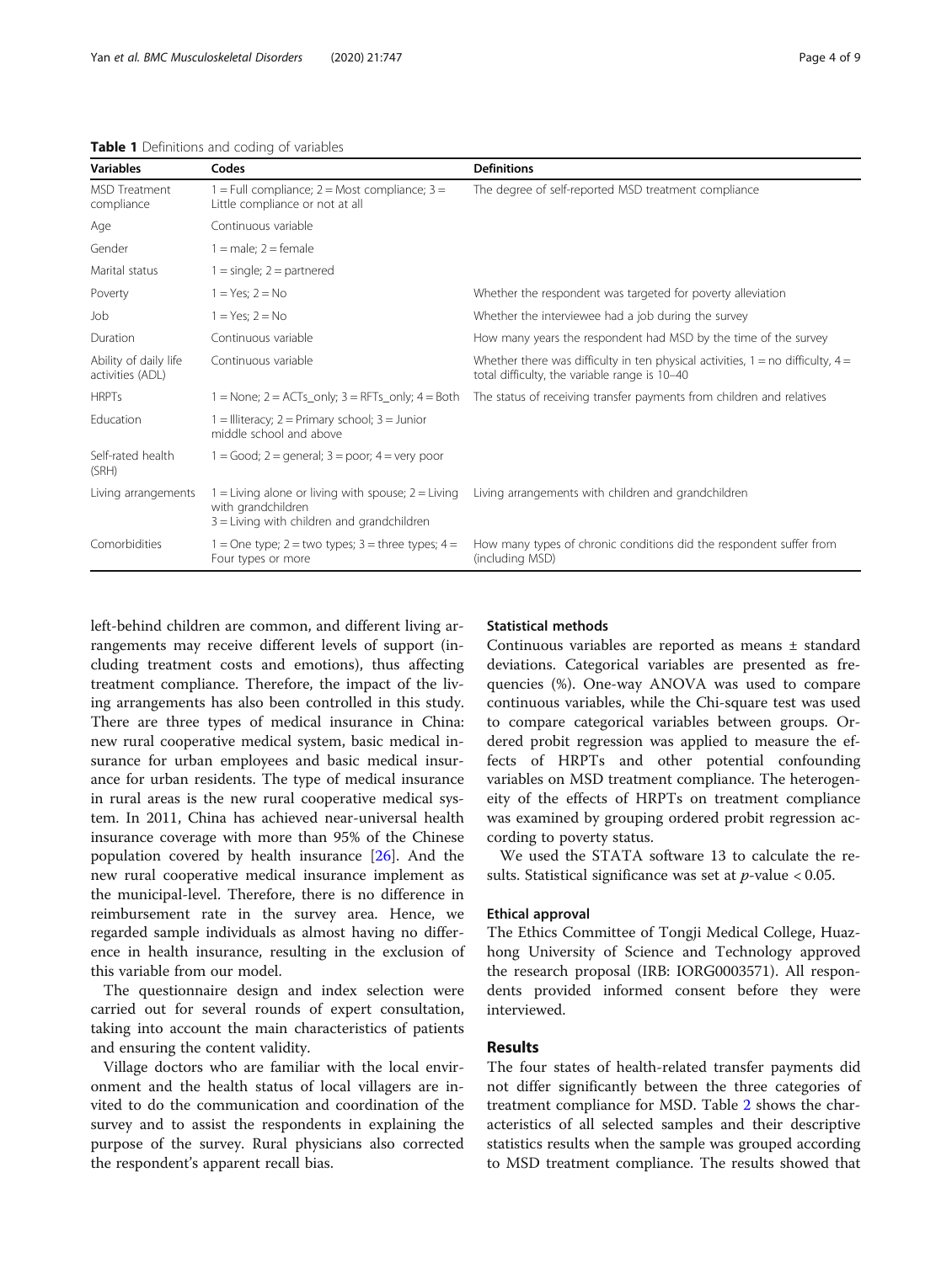**Table 1** Definitions and coding of variables

| Variables | Codes | Definitions |
|---|---|---|
| MSD Treatment compliance | 1 = Full compliance; 2 = Most compliance; 3 = Little compliance or not at all | The degree of self-reported MSD treatment compliance |
| Age | Continuous variable | |
| Gender | 1 = male; 2 = female | |
| Marital status | 1 = single; 2 = partnered | |
| Poverty | 1 = Yes; 2 = No | Whether the respondent was targeted for poverty alleviation |
| Job | 1 = Yes; 2 = No | Whether the interviewee had a job during the survey |
| Duration | Continuous variable | How many years the respondent had MSD by the time of the survey |
| Ability of daily life activities (ADL) | Continuous variable | Whether there was difficulty in ten physical activities, 1 = no difficulty, 4 = total difficulty, the variable range is 10–40 |
| HRPTs | 1 = None; 2 = ACTs_only; 3 = RFTs_only; 4 = Both | The status of receiving transfer payments from children and relatives |
| Education | 1 = Illiteracy; 2 = Primary school; 3 = Junior middle school and above | |
| Self-rated health (SRH) | 1 = Good; 2 = general; 3 = poor; 4 = very poor | |
| Living arrangements | 1 = Living alone or living with spouse; 2 = Living with grandchildren 3 = Living with children and grandchildren | Living arrangements with children and grandchildren |
| Comorbidities | 1 = One type; 2 = two types; 3 = three types; 4 = Four types or more | How many types of chronic conditions did the respondent suffer from (including MSD) |

left-behind children are common, and different living arrangements may receive different levels of support (including treatment costs and emotions), thus affecting treatment compliance. Therefore, the impact of the living arrangements has also been controlled in this study. There are three types of medical insurance in China: new rural cooperative medical system, basic medical insurance for urban employees and basic medical insurance for urban residents. The type of medical insurance in rural areas is the new rural cooperative medical system. In 2011, China has achieved near-universal health insurance coverage with more than 95% of the Chinese population covered by health insurance [26]. And the new rural cooperative medical insurance implement as the municipal-level. Therefore, there is no difference in reimbursement rate in the survey area. Hence, we regarded sample individuals as almost having no difference in health insurance, resulting in the exclusion of this variable from our model.

The questionnaire design and index selection were carried out for several rounds of expert consultation, taking into account the main characteristics of patients and ensuring the content validity.

Village doctors who are familiar with the local environment and the health status of local villagers are invited to do the communication and coordination of the survey and to assist the respondents in explaining the purpose of the survey. Rural physicians also corrected the respondent's apparent recall bias.

### Statistical methods

Continuous variables are reported as means ± standard deviations. Categorical variables are presented as frequencies (%). One-way ANOVA was used to compare continuous variables, while the Chi-square test was used to compare categorical variables between groups. Ordered probit regression was applied to measure the effects of HRPTs and other potential confounding variables on MSD treatment compliance. The heterogeneity of the effects of HRPTs on treatment compliance was examined by grouping ordered probit regression according to poverty status.

We used the STATA software 13 to calculate the results. Statistical significance was set at $p$-value < 0.05.

### Ethical approval

The Ethics Committee of Tongji Medical College, Huazhong University of Science and Technology approved the research proposal (IRB: IORG0003571). All respondents provided informed consent before they were interviewed.

## Results

The four states of health-related transfer payments did not differ significantly between the three categories of treatment compliance for MSD. Table 2 shows the characteristics of all selected samples and their descriptive statistics results when the sample was grouped according to MSD treatment compliance. The results showed that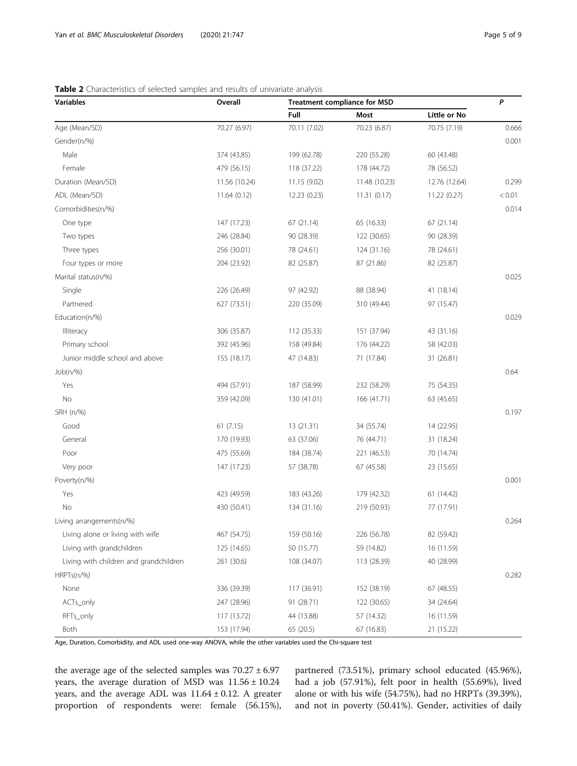**Table 2** Characteristics of selected samples and results of univariate analysis

| Variables | Overall | Treatment compliance for MSD | | | *P* |
|---|---|---|---|---|---|
| | | Full | Most | Little or No | |
| Age (Mean/SD) | 70.27 (6.97) | 70.11 (7.02) | 70.23 (6.87) | 70.75 (7.19) | 0.666 |
| Gender(n/%) | | | | | 0.001 |
| Male | 374 (43.85) | 199 (62.78) | 220 (55.28) | 60 (43.48) | |
| Female | 479 (56.15) | 118 (37.22) | 178 (44.72) | 78 (56.52) | |
| Duration (Mean/SD) | 11.56 (10.24) | 11.15 (9.02) | 11.48 (10.23) | 12.76 (12.64) | 0.299 |
| ADL (Mean/SD) | 11.64 (0.12) | 12.23 (0.23) | 11.31 (0.17) | 11.22 (0.27) | < 0.01 |
| Comorbidities(n/%) | | | | | 0.014 |
| One type | 147 (17.23) | 67 (21.14) | 65 (16.33) | 67 (21.14) | |
| Two types | 246 (28.84) | 90 (28.39) | 122 (30.65) | 90 (28.39) | |
| Three types | 256 (30.01) | 78 (24.61) | 124 (31.16) | 78 (24.61) | |
| Four types or more | 204 (23.92) | 82 (25.87) | 87 (21.86) | 82 (25.87) | |
| Marital status(n/%) | | | | | 0.025 |
| Single | 226 (26.49) | 97 (42.92) | 88 (38.94) | 41 (18.14) | |
| Partnered | 627 (73.51) | 220 (35.09) | 310 (49.44) | 97 (15.47) | |
| Education(n/%) | | | | | 0.029 |
| Illiteracy | 306 (35.87) | 112 (35.33) | 151 (37.94) | 43 (31.16) | |
| Primary school | 392 (45.96) | 158 (49.84) | 176 (44.22) | 58 (42.03) | |
| Junior middle school and above | 155 (18.17) | 47 (14.83) | 71 (17.84) | 31 (26.81) | |
| Job(n/%) | | | | | 0.64 |
| Yes | 494 (57.91) | 187 (58.99) | 232 (58.29) | 75 (54.35) | |
| No | 359 (42.09) | 130 (41.01) | 166 (41.71) | 63 (45.65) | |
| SRH (n/%) | | | | | 0.197 |
| Good | 61 (7.15) | 13 (21.31) | 34 (55.74) | 14 (22.95) | |
| General | 170 (19.93) | 63 (37.06) | 76 (44.71) | 31 (18.24) | |
| Poor | 475 (55.69) | 184 (38.74) | 221 (46.53) | 70 (14.74) | |
| Very poor | 147 (17.23) | 57 (38.78) | 67 (45.58) | 23 (15.65) | |
| Poverty(n/%) | | | | | 0.001 |
| Yes | 423 (49.59) | 183 (43.26) | 179 (42.32) | 61 (14.42) | |
| No | 430 (50.41) | 134 (31.16) | 219 (50.93) | 77 (17.91) | |
| Living arrangements(n/%) | | | | | 0.264 |
| Living alone or living with wife | 467 (54.75) | 159 (50.16) | 226 (56.78) | 82 (59.42) | |
| Living with grandchildren | 125 (14.65) | 50 (15.77) | 59 (14.82) | 16 (11.59) | |
| Living with children and grandchildren | 261 (30.6) | 108 (34.07) | 113 (28.39) | 40 (28.99) | |
| HRPTs(n/%) | | | | | 0.282 |
| None | 336 (39.39) | 117 (36.91) | 152 (38.19) | 67 (48.55) | |
| ACTs_only | 247 (28.96) | 91 (28.71) | 122 (30.65) | 34 (24.64) | |
| RFTs_only | 117 (13.72) | 44 (13.88) | 57 (14.32) | 16 (11.59) | |
| Both | 153 (17.94) | 65 (20.5) | 67 (16.83) | 21 (15.22) | |

Age, Duration, Comorbidity, and ADL used one-way ANOVA, while the other variables used the Chi-square test

the average age of the selected samples was $70.27 \pm 6.97$ years, the average duration of MSD was $11.56 \pm 10.24$ years, and the average ADL was $11.64 \pm 0.12$. A greater proportion of respondents were: female (56.15%), partnered (73.51%), primary school educated (45.96%), had a job (57.91%), felt poor in health (55.69%), lived alone or with his wife (54.75%), had no HRPTs (39.39%), and not in poverty (50.41%). Gender, activities of daily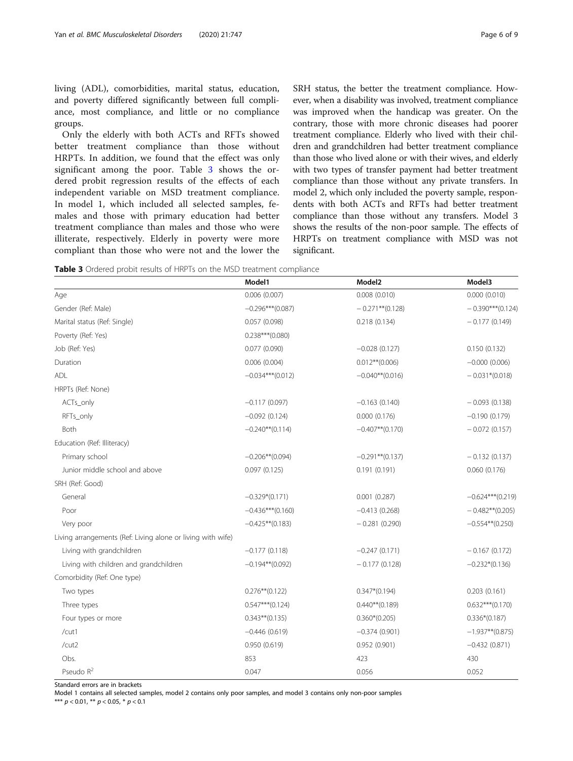living (ADL), comorbidities, marital status, education, and poverty differed significantly between full compliance, most compliance, and little or no compliance groups.

Only the elderly with both ACTs and RFTs showed better treatment compliance than those without HRPTs. In addition, we found that the effect was only significant among the poor. Table 3 shows the ordered probit regression results of the effects of each independent variable on MSD treatment compliance. In model 1, which included all selected samples, females and those with primary education had better treatment compliance than males and those who were illiterate, respectively. Elderly in poverty were more compliant than those who were not and the lower the SRH status, the better the treatment compliance. However, when a disability was involved, treatment compliance was improved when the handicap was greater. On the contrary, those with more chronic diseases had poorer treatment compliance. Elderly who lived with their children and grandchildren had better treatment compliance than those who lived alone or with their wives, and elderly with two types of transfer payment had better treatment compliance than those without any private transfers. In model 2, which only included the poverty sample, respondents with both ACTs and RFTs had better treatment compliance than those without any transfers. Model 3 shows the results of the non-poor sample. The effects of HRPTs on treatment compliance with MSD was not significant.

**Table 3** Ordered probit results of HRPTs on the MSD treatment compliance

| | Model1 | Model2 | Model3 |
|---|---|---|---|
| Age | 0.006 (0.007) | 0.008 (0.010) | 0.000 (0.010) |
| Gender (Ref: Male) | −0.296***(0.087) | − 0.271**(0.128) | − 0.390***(0.124) |
| Marital status (Ref: Single) | 0.057 (0.098) | 0.218 (0.134) | − 0.177 (0.149) |
| Poverty (Ref: Yes) | 0.238***(0.080) | | |
| Job (Ref: Yes) | 0.077 (0.090) | −0.028 (0.127) | 0.150 (0.132) |
| Duration | 0.006 (0.004) | 0.012**(0.006) | −0.000 (0.006) |
| ADL | −0.034***(0.012) | −0.040**(0.016) | − 0.031*(0.018) |
| HRPTs (Ref: None) | | | |
| ACTs_only | −0.117 (0.097) | −0.163 (0.140) | − 0.093 (0.138) |
| RFTs_only | −0.092 (0.124) | 0.000 (0.176) | −0.190 (0.179) |
| Both | −0.240**(0.114) | −0.407**(0.170) | − 0.072 (0.157) |
| Education (Ref: Illiteracy) | | | |
| Primary school | −0.206**(0.094) | −0.291**(0.137) | − 0.132 (0.137) |
| Junior middle school and above | 0.097 (0.125) | 0.191 (0.191) | 0.060 (0.176) |
| SRH (Ref: Good) | | | |
| General | −0.329*(0.171) | 0.001 (0.287) | −0.624***(0.219) |
| Poor | −0.436***(0.160) | −0.413 (0.268) | − 0.482**(0.205) |
| Very poor | −0.425**(0.183) | − 0.281 (0.290) | −0.554**(0.250) |
| Living arrangements (Ref: Living alone or living with wife) | | | |
| Living with grandchildren | −0.177 (0.118) | −0.247 (0.171) | − 0.167 (0.172) |
| Living with children and grandchildren | −0.194**(0.092) | − 0.177 (0.128) | −0.232*(0.136) |
| Comorbidity (Ref: One type) | | | |
| Two types | 0.276**(0.122) | 0.347*(0.194) | 0.203 (0.161) |
| Three types | 0.547***(0.124) | 0.440**(0.189) | 0.632***(0.170) |
| Four types or more | 0.343**(0.135) | 0.360*(0.205) | 0.336*(0.187) |
| /cut1 | −0.446 (0.619) | −0.374 (0.901) | −1.937**(0.875) |
| /cut2 | 0.950 (0.619) | 0.952 (0.901) | −0.432 (0.871) |
| Obs. | 853 | 423 | 430 |
| Pseudo $R^2$ | 0.047 | 0.056 | 0.052 |

Standard errors are in brackets

Model 1 contains all selected samples, model 2 contains only poor samples, and model 3 contains only non-poor samples

*** $p < 0.01$, ** $p < 0.05$, * $p < 0.1$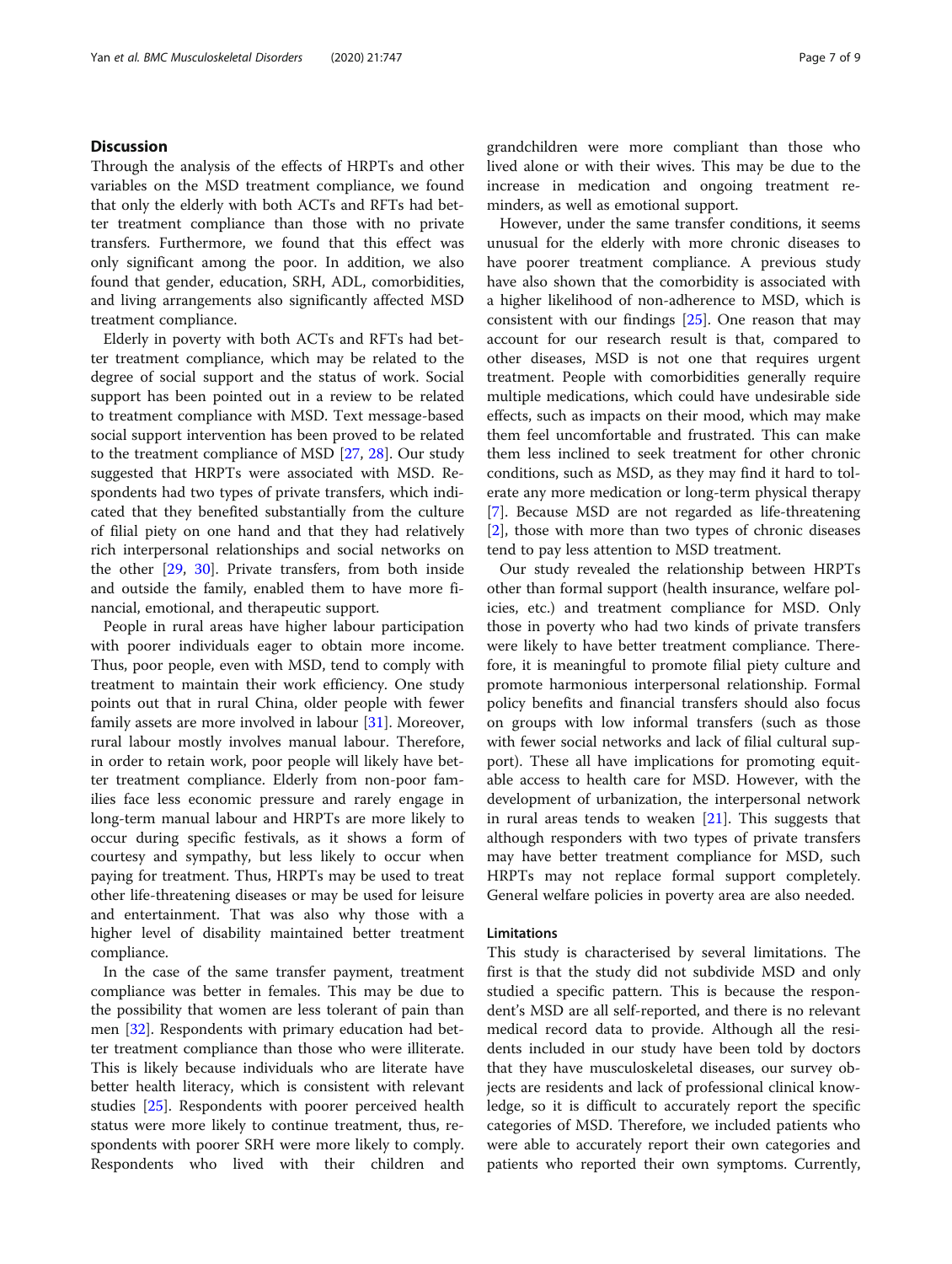## Discussion

Through the analysis of the effects of HRPTs and other variables on the MSD treatment compliance, we found that only the elderly with both ACTs and RFTs had better treatment compliance than those with no private transfers. Furthermore, we found that this effect was only significant among the poor. In addition, we also found that gender, education, SRH, ADL, comorbidities, and living arrangements also significantly affected MSD treatment compliance.

Elderly in poverty with both ACTs and RFTs had better treatment compliance, which may be related to the degree of social support and the status of work. Social support has been pointed out in a review to be related to treatment compliance with MSD. Text message-based social support intervention has been proved to be related to the treatment compliance of MSD [27, 28]. Our study suggested that HRPTs were associated with MSD. Respondents had two types of private transfers, which indicated that they benefited substantially from the culture of filial piety on one hand and that they had relatively rich interpersonal relationships and social networks on the other [29, 30]. Private transfers, from both inside and outside the family, enabled them to have more financial, emotional, and therapeutic support.

People in rural areas have higher labour participation with poorer individuals eager to obtain more income. Thus, poor people, even with MSD, tend to comply with treatment to maintain their work efficiency. One study points out that in rural China, older people with fewer family assets are more involved in labour [31]. Moreover, rural labour mostly involves manual labour. Therefore, in order to retain work, poor people will likely have better treatment compliance. Elderly from non-poor families face less economic pressure and rarely engage in long-term manual labour and HRPTs are more likely to occur during specific festivals, as it shows a form of courtesy and sympathy, but less likely to occur when paying for treatment. Thus, HRPTs may be used to treat other life-threatening diseases or may be used for leisure and entertainment. That was also why those with a higher level of disability maintained better treatment compliance.

In the case of the same transfer payment, treatment compliance was better in females. This may be due to the possibility that women are less tolerant of pain than men [32]. Respondents with primary education had better treatment compliance than those who were illiterate. This is likely because individuals who are literate have better health literacy, which is consistent with relevant studies [25]. Respondents with poorer perceived health status were more likely to continue treatment, thus, respondents with poorer SRH were more likely to comply. Respondents who lived with their children and grandchildren were more compliant than those who lived alone or with their wives. This may be due to the increase in medication and ongoing treatment reminders, as well as emotional support.

However, under the same transfer conditions, it seems unusual for the elderly with more chronic diseases to have poorer treatment compliance. A previous study have also shown that the comorbidity is associated with a higher likelihood of non-adherence to MSD, which is consistent with our findings [25]. One reason that may account for our research result is that, compared to other diseases, MSD is not one that requires urgent treatment. People with comorbidities generally require multiple medications, which could have undesirable side effects, such as impacts on their mood, which may make them feel uncomfortable and frustrated. This can make them less inclined to seek treatment for other chronic conditions, such as MSD, as they may find it hard to tolerate any more medication or long-term physical therapy [7]. Because MSD are not regarded as life-threatening [2], those with more than two types of chronic diseases tend to pay less attention to MSD treatment.

Our study revealed the relationship between HRPTs other than formal support (health insurance, welfare policies, etc.) and treatment compliance for MSD. Only those in poverty who had two kinds of private transfers were likely to have better treatment compliance. Therefore, it is meaningful to promote filial piety culture and promote harmonious interpersonal relationship. Formal policy benefits and financial transfers should also focus on groups with low informal transfers (such as those with fewer social networks and lack of filial cultural support). These all have implications for promoting equitable access to health care for MSD. However, with the development of urbanization, the interpersonal network in rural areas tends to weaken [21]. This suggests that although responders with two types of private transfers may have better treatment compliance for MSD, such HRPTs may not replace formal support completely. General welfare policies in poverty area are also needed.

### Limitations

This study is characterised by several limitations. The first is that the study did not subdivide MSD and only studied a specific pattern. This is because the respondent's MSD are all self-reported, and there is no relevant medical record data to provide. Although all the residents included in our study have been told by doctors that they have musculoskeletal diseases, our survey objects are residents and lack of professional clinical knowledge, so it is difficult to accurately report the specific categories of MSD. Therefore, we included patients who were able to accurately report their own categories and patients who reported their own symptoms. Currently,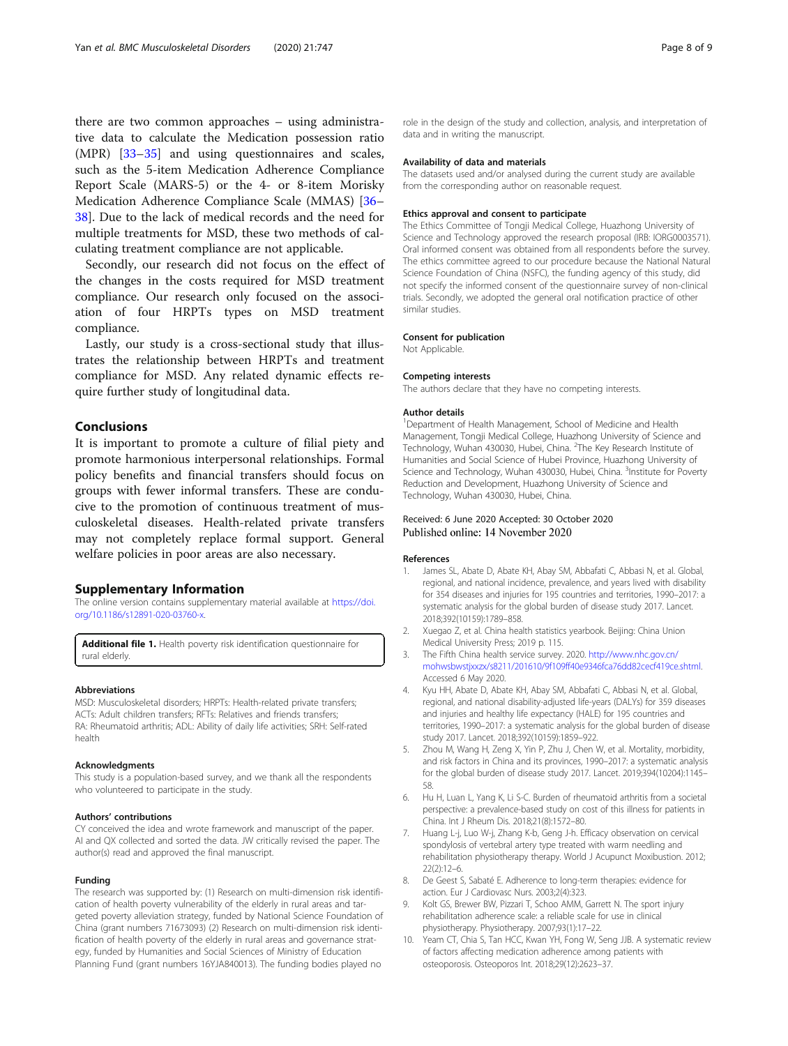there are two common approaches – using administrative data to calculate the Medication possession ratio (MPR) [33–35] and using questionnaires and scales, such as the 5-item Medication Adherence Compliance Report Scale (MARS-5) or the 4- or 8-item Morisky Medication Adherence Compliance Scale (MMAS) [36–38]. Due to the lack of medical records and the need for multiple treatments for MSD, these two methods of calculating treatment compliance are not applicable.

Secondly, our research did not focus on the effect of the changes in the costs required for MSD treatment compliance. Our research only focused on the association of four HRPTs types on MSD treatment compliance.

Lastly, our study is a cross-sectional study that illustrates the relationship between HRPTs and treatment compliance for MSD. Any related dynamic effects require further study of longitudinal data.

## Conclusions

It is important to promote a culture of filial piety and promote harmonious interpersonal relationships. Formal policy benefits and financial transfers should focus on groups with fewer informal transfers. These are conducive to the promotion of continuous treatment of musculoskeletal diseases. Health-related private transfers may not completely replace formal support. General welfare policies in poor areas are also necessary.

## Supplementary Information

The online version contains supplementary material available at https://doi.org/10.1186/s12891-020-03760-x.

**Additional file 1.** Health poverty risk identification questionnaire for rural elderly.

### Abbreviations

MSD: Musculoskeletal disorders; HRPTs: Health-related private transfers; ACTs: Adult children transfers; RFTs: Relatives and friends transfers; RA: Rheumatoid arthritis; ADL: Ability of daily life activities; SRH: Self-rated health

### Acknowledgments

This study is a population-based survey, and we thank all the respondents who volunteered to participate in the study.

### Authors' contributions

CY conceived the idea and wrote framework and manuscript of the paper. AI and QX collected and sorted the data. JW critically revised the paper. The author(s) read and approved the final manuscript.

### Funding

The research was supported by: (1) Research on multi-dimension risk identification of health poverty vulnerability of the elderly in rural areas and targeted poverty alleviation strategy, funded by National Science Foundation of China (grant numbers 71673093) (2) Research on multi-dimension risk identification of health poverty of the elderly in rural areas and governance strategy, funded by Humanities and Social Sciences of Ministry of Education Planning Fund (grant numbers 16YJA840013). The funding bodies played no role in the design of the study and collection, analysis, and interpretation of data and in writing the manuscript.

### Availability of data and materials

The datasets used and/or analysed during the current study are available from the corresponding author on reasonable request.

### Ethics approval and consent to participate

The Ethics Committee of Tongji Medical College, Huazhong University of Science and Technology approved the research proposal (IRB: IORG0003571). Oral informed consent was obtained from all respondents before the survey. The ethics committee agreed to our procedure because the National Natural Science Foundation of China (NSFC), the funding agency of this study, did not specify the informed consent of the questionnaire survey of non-clinical trials. Secondly, we adopted the general oral notification practice of other similar studies.

### Consent for publication

Not Applicable.

### Competing interests

The authors declare that they have no competing interests.

### Author details

[1]Department of Health Management, School of Medicine and Health Management, Tongji Medical College, Huazhong University of Science and Technology, Wuhan 430030, Hubei, China. [2]The Key Research Institute of Humanities and Social Science of Hubei Province, Huazhong University of Science and Technology, Wuhan 430030, Hubei, China. [3]Institute for Poverty Reduction and Development, Huazhong University of Science and Technology, Wuhan 430030, Hubei, China.

Received: 6 June 2020 Accepted: 30 October 2020
Published online: 14 November 2020

### References

1. James SL, Abate D, Abate KH, Abay SM, Abbafati C, Abbasi N, et al. Global, regional, and national incidence, prevalence, and years lived with disability for 354 diseases and injuries for 195 countries and territories, 1990–2017: a systematic analysis for the global burden of disease study 2017. Lancet. 2018;392(10159):1789–858.
2. Xuegao Z, et al. China health statistics yearbook. Beijing: China Union Medical University Press; 2019 p. 115.
3. The Fifth China health service survey. 2020. http://www.nhc.gov.cn/mohwsbwstjxxzx/s8211/201610/9f109ff40e9346fca76dd82cecf419ce.shtml. Accessed 6 May 2020.
4. Kyu HH, Abate D, Abate KH, Abay SM, Abbafati C, Abbasi N, et al. Global, regional, and national disability-adjusted life-years (DALYs) for 359 diseases and injuries and healthy life expectancy (HALE) for 195 countries and territories, 1990–2017: a systematic analysis for the global burden of disease study 2017. Lancet. 2018;392(10159):1859–922.
5. Zhou M, Wang H, Zeng X, Yin P, Zhu J, Chen W, et al. Mortality, morbidity, and risk factors in China and its provinces, 1990–2017: a systematic analysis for the global burden of disease study 2017. Lancet. 2019;394(10204):1145–58.
6. Hu H, Luan L, Yang K, Li S-C. Burden of rheumatoid arthritis from a societal perspective: a prevalence-based study on cost of this illness for patients in China. Int J Rheum Dis. 2018;21(8):1572–80.
7. Huang L-j, Luo W-j, Zhang K-b, Geng J-h. Efficacy observation on cervical spondylosis of vertebral artery type treated with warm needling and rehabilitation physiotherapy therapy. World J Acupunct Moxibustion. 2012;22(2):12–6.
8. De Geest S, Sabaté E. Adherence to long-term therapies: evidence for action. Eur J Cardiovasc Nurs. 2003;2(4):323.
9. Kolt GS, Brewer BW, Pizzari T, Schoo AMM, Garrett N. The sport injury rehabilitation adherence scale: a reliable scale for use in clinical physiotherapy. Physiotherapy. 2007;93(1):17–22.
10. Yeam CT, Chia S, Tan HCC, Kwan YH, Fong W, Seng JJB. A systematic review of factors affecting medication adherence among patients with osteoporosis. Osteoporos Int. 2018;29(12):2623–37.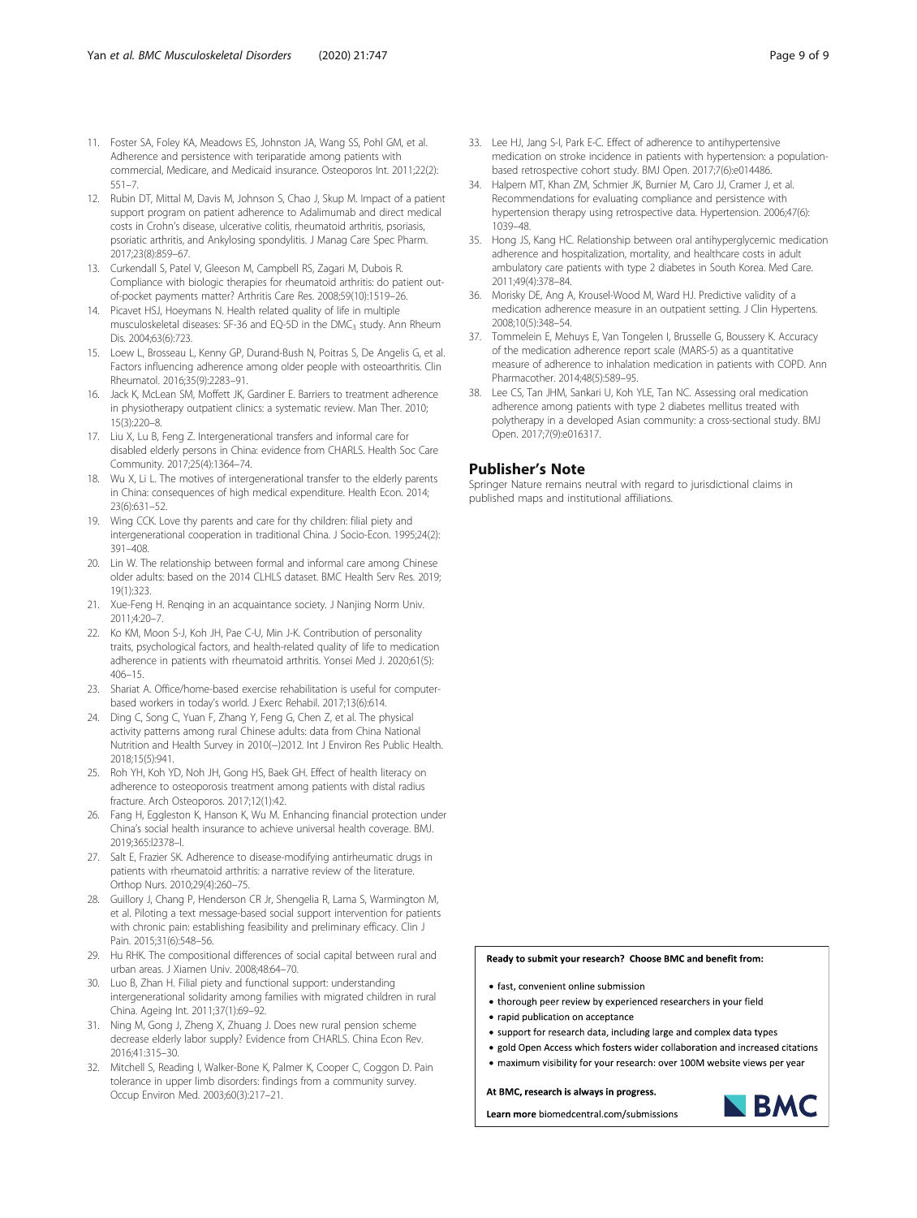11. Foster SA, Foley KA, Meadows ES, Johnston JA, Wang SS, Pohl GM, et al. Adherence and persistence with teriparatide among patients with commercial, Medicare, and Medicaid insurance. Osteoporos Int. 2011;22(2): 551–7.
12. Rubin DT, Mittal M, Davis M, Johnson S, Chao J, Skup M. Impact of a patient support program on patient adherence to Adalimumab and direct medical costs in Crohn's disease, ulcerative colitis, rheumatoid arthritis, psoriasis, psoriatic arthritis, and Ankylosing spondylitis. J Manag Care Spec Pharm. 2017;23(8):859–67.
13. Curkendall S, Patel V, Gleeson M, Campbell RS, Zagari M, Dubois R. Compliance with biologic therapies for rheumatoid arthritis: do patient out-of-pocket payments matter? Arthritis Care Res. 2008;59(10):1519–26.
14. Picavet HSJ, Hoeymans N. Health related quality of life in multiple musculoskeletal diseases: SF-36 and EQ-5D in the $DMC_3$ study. Ann Rheum Dis. 2004;63(6):723.
15. Loew L, Brosseau L, Kenny GP, Durand-Bush N, Poitras S, De Angelis G, et al. Factors influencing adherence among older people with osteoarthritis. Clin Rheumatol. 2016;35(9):2283–91.
16. Jack K, McLean SM, Moffett JK, Gardiner E. Barriers to treatment adherence in physiotherapy outpatient clinics: a systematic review. Man Ther. 2010; 15(3):220–8.
17. Liu X, Lu B, Feng Z. Intergenerational transfers and informal care for disabled elderly persons in China: evidence from CHARLS. Health Soc Care Community. 2017;25(4):1364–74.
18. Wu X, Li L. The motives of intergenerational transfer to the elderly parents in China: consequences of high medical expenditure. Health Econ. 2014; 23(6):631–52.
19. Wing CCK. Love thy parents and care for thy children: filial piety and intergenerational cooperation in traditional China. J Socio-Econ. 1995;24(2): 391–408.
20. Lin W. The relationship between formal and informal care among Chinese older adults: based on the 2014 CLHLS dataset. BMC Health Serv Res. 2019; 19(1):323.
21. Xue-Feng H. Renqing in an acquaintance society. J Nanjing Norm Univ. 2011;4:20–7.
22. Ko KM, Moon S-J, Koh JH, Pae C-U, Min J-K. Contribution of personality traits, psychological factors, and health-related quality of life to medication adherence in patients with rheumatoid arthritis. Yonsei Med J. 2020;61(5): 406–15.
23. Shariat A. Office/home-based exercise rehabilitation is useful for computer-based workers in today's world. J Exerc Rehabil. 2017;13(6):614.
24. Ding C, Song C, Yuan F, Zhang Y, Feng G, Chen Z, et al. The physical activity patterns among rural Chinese adults: data from China National Nutrition and Health Survey in 2010(−)2012. Int J Environ Res Public Health. 2018;15(5):941.
25. Roh YH, Koh YD, Noh JH, Gong HS, Baek GH. Effect of health literacy on adherence to osteoporosis treatment among patients with distal radius fracture. Arch Osteoporos. 2017;12(1):42.
26. Fang H, Eggleston K, Hanson K, Wu M. Enhancing financial protection under China's social health insurance to achieve universal health coverage. BMJ. 2019;365:l2378–l.
27. Salt E, Frazier SK. Adherence to disease-modifying antirheumatic drugs in patients with rheumatoid arthritis: a narrative review of the literature. Orthop Nurs. 2010;29(4):260–75.
28. Guillory J, Chang P, Henderson CR Jr, Shengelia R, Lama S, Warmington M, et al. Piloting a text message-based social support intervention for patients with chronic pain: establishing feasibility and preliminary efficacy. Clin J Pain. 2015;31(6):548–56.
29. Hu RHK. The compositional differences of social capital between rural and urban areas. J Xiamen Univ. 2008;48:64–70.
30. Luo B, Zhan H. Filial piety and functional support: understanding intergenerational solidarity among families with migrated children in rural China. Ageing Int. 2011;37(1):69–92.
31. Ning M, Gong J, Zheng X, Zhuang J. Does new rural pension scheme decrease elderly labor supply? Evidence from CHARLS. China Econ Rev. 2016;41:315–30.
32. Mitchell S, Reading I, Walker-Bone K, Palmer K, Cooper C, Coggon D. Pain tolerance in upper limb disorders: findings from a community survey. Occup Environ Med. 2003;60(3):217–21.
33. Lee HJ, Jang S-I, Park E-C. Effect of adherence to antihypertensive medication on stroke incidence in patients with hypertension: a population-based retrospective cohort study. BMJ Open. 2017;7(6):e014486.
34. Halpern MT, Khan ZM, Schmier JK, Burnier M, Caro JJ, Cramer J, et al. Recommendations for evaluating compliance and persistence with hypertension therapy using retrospective data. Hypertension. 2006;47(6): 1039–48.
35. Hong JS, Kang HC. Relationship between oral antihyperglycemic medication adherence and hospitalization, mortality, and healthcare costs in adult ambulatory care patients with type 2 diabetes in South Korea. Med Care. 2011;49(4):378–84.
36. Morisky DE, Ang A, Krousel-Wood M, Ward HJ. Predictive validity of a medication adherence measure in an outpatient setting. J Clin Hypertens. 2008;10(5):348–54.
37. Tommelein E, Mehuys E, Van Tongelen I, Brusselle G, Boussery K. Accuracy of the medication adherence report scale (MARS-5) as a quantitative measure of adherence to inhalation medication in patients with COPD. Ann Pharmacother. 2014;48(5):589–95.
38. Lee CS, Tan JHM, Sankari U, Koh YLE, Tan NC. Assessing oral medication adherence among patients with type 2 diabetes mellitus treated with polytherapy in a developed Asian community: a cross-sectional study. BMJ Open. 2017;7(9):e016317.

## Publisher's Note

Springer Nature remains neutral with regard to jurisdictional claims in published maps and institutional affiliations.

**Ready to submit your research? Choose BMC and benefit from:**

- fast, convenient online submission
- thorough peer review by experienced researchers in your field
- rapid publication on acceptance
- support for research data, including large and complex data types
- gold Open Access which fosters wider collaboration and increased citations
- maximum visibility for your research: over 100M website views per year

**At BMC, research is always in progress.**

**Learn more** biomedcentral.com/submissions

BMC